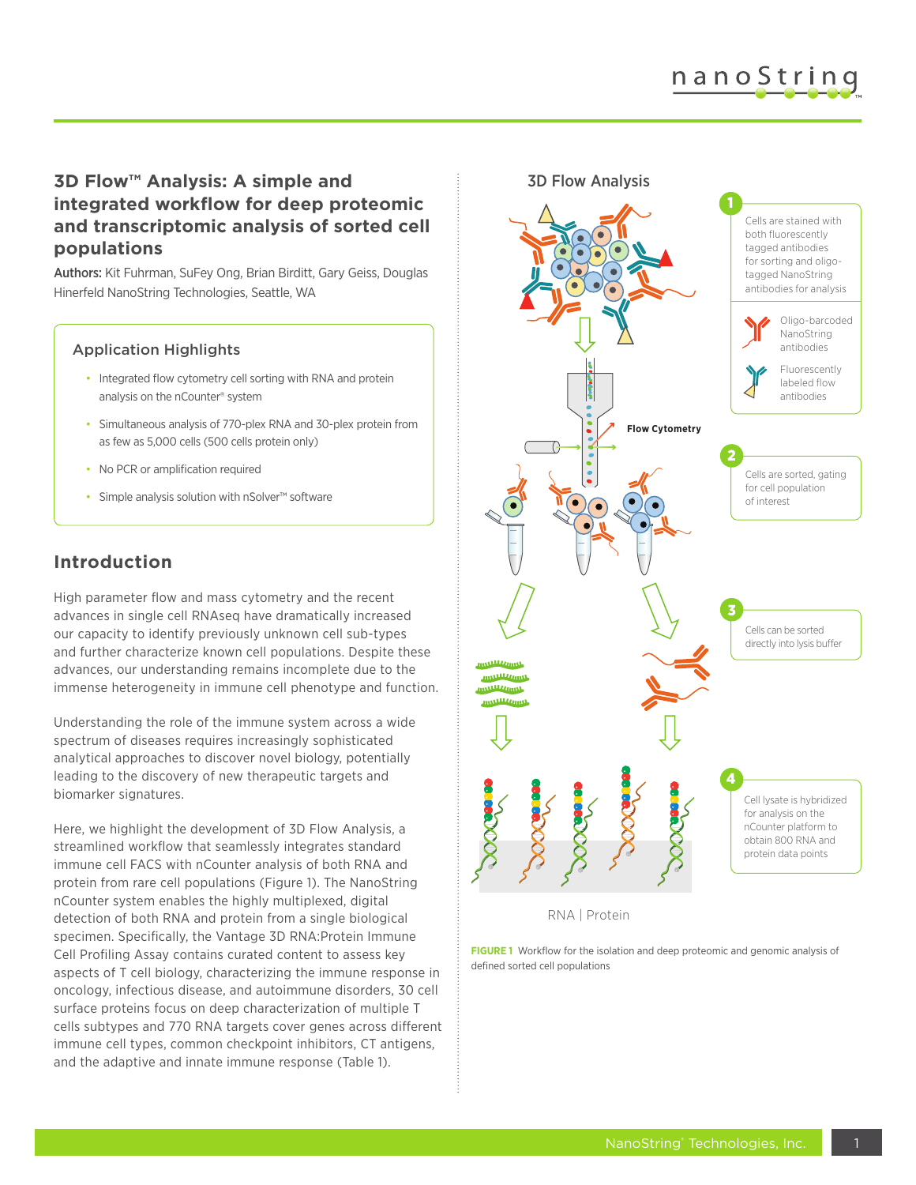# 3D Flow™ Analysis: A simple and integrated workflow for deep proteomic and transcriptomic analysis of sorted cell populations

**Authors:** Kit Fuhrman, SuFey Ong, Brian Birditt, Gary Geiss, Douglas Hinerfeld NanoString Technologies, Seattle, WA

## Application Highlights

- Integrated flow cytometry cell sorting with RNA and protein analysis on the nCounter® system
- Simultaneous analysis of 770-plex RNA and 30-plex protein from as few as 5,000 cells (500 cells protein only)
- No PCR or amplification required
- Simple analysis solution with nSolver™ software

## Introduction

High parameter flow and mass cytometry and the recent advances in single cell RNAseq have dramatically increased our capacity to identify previously unknown cell sub-types and further characterize known cell populations. Despite these advances, our understanding remains incomplete due to the immense heterogeneity in immune cell phenotype and function.

Understanding the role of the immune system across a wide spectrum of diseases requires increasingly sophisticated analytical approaches to discover novel biology, potentially leading to the discovery of new therapeutic targets and biomarker signatures.

Here, we highlight the development of 3D Flow Analysis, a streamlined workflow that seamlessly integrates standard immune cell FACS with nCounter analysis of both RNA and protein from rare cell populations (Figure 1). The NanoString nCounter system enables the highly multiplexed, digital detection of both RNA and protein from a single biological specimen. Specifically, the Vantage 3D RNA:Protein Immune Cell Profiling Assay contains curated content to assess key aspects of T cell biology, characterizing the immune response in oncology, infectious disease, and autoimmune disorders, 30 cell surface proteins focus on deep characterization of multiple T cells subtypes and 770 RNA targets cover genes across different immune cell types, common checkpoint inhibitors, CT antigens, and the adaptive and innate immune response (Table 1).

3D Flow Analysis

1. Cells are stained with both fluorescently tagged antibodies for sorting and oligo-tagged NanoString antibodies for analysis

   Oligo-barcoded NanoString antibodies

   Fluorescently labeled flow antibodies

Flow Cytometry

2. Cells are sorted, gating for cell population of interest

3. Cells can be sorted directly into lysis buffer

4. Cell lysate is hybridized for analysis on the nCounter platform to obtain 800 RNA and protein data points

RNA | Protein

**FIGURE 1** Workflow for the isolation and deep proteomic and genomic analysis of defined sorted cell populations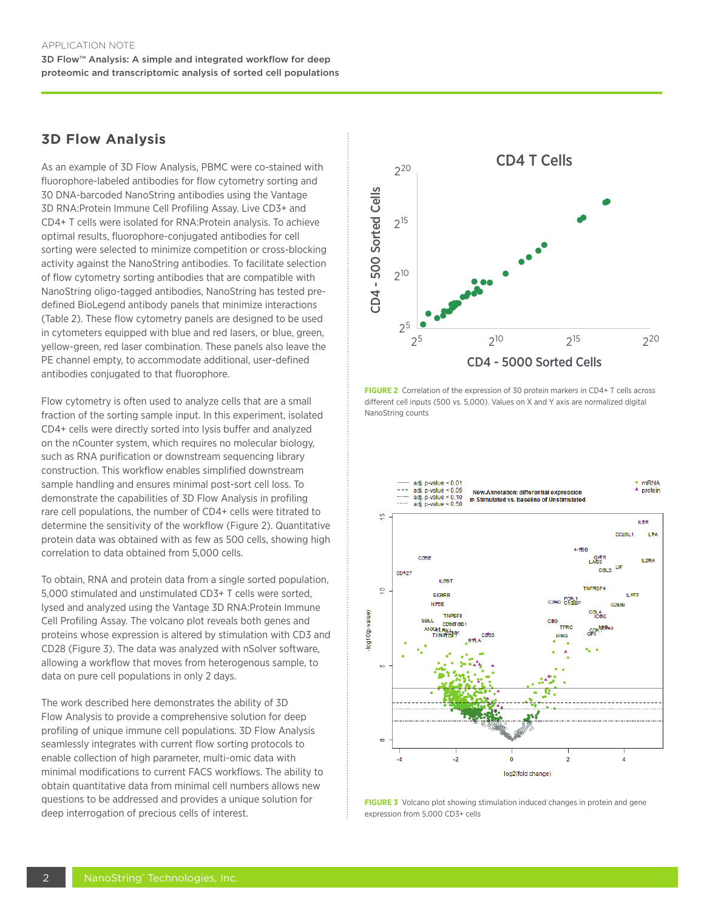## 3D Flow Analysis

As an example of 3D Flow Analysis, PBMC were co-stained with fluorophore-labeled antibodies for flow cytometry sorting and 30 DNA-barcoded NanoString antibodies using the Vantage 3D RNA:Protein Immune Cell Profiling Assay. Live CD3+ and CD4+ T cells were isolated for RNA:Protein analysis. To achieve optimal results, fluorophore-conjugated antibodies for cell sorting were selected to minimize competition or cross-blocking activity against the NanoString antibodies. To facilitate selection of flow cytometry sorting antibodies that are compatible with NanoString oligo-tagged antibodies, NanoString has tested pre-defined BioLegend antibody panels that minimize interactions (Table 2). These flow cytometry panels are designed to be used in cytometers equipped with blue and red lasers, or blue, green, yellow-green, red laser combination. These panels also leave the PE channel empty, to accommodate additional, user-defined antibodies conjugated to that fluorophore.

Flow cytometry is often used to analyze cells that are a small fraction of the sorting sample input. In this experiment, isolated CD4+ cells were directly sorted into lysis buffer and analyzed on the nCounter system, which requires no molecular biology, such as RNA purification or downstream sequencing library construction. This workflow enables simplified downstream sample handling and ensures minimal post-sort cell loss. To demonstrate the capabilities of 3D Flow Analysis in profiling rare cell populations, the number of CD4+ cells were titrated to determine the sensitivity of the workflow (Figure 2). Quantitative protein data was obtained with as few as 500 cells, showing high correlation to data obtained from 5,000 cells.

To obtain, RNA and protein data from a single sorted population, 5,000 stimulated and unstimulated CD3+ T cells were sorted, lysed and analyzed using the Vantage 3D RNA:Protein Immune Cell Profiling Assay. The volcano plot reveals both genes and proteins whose expression is altered by stimulation with CD3 and CD28 (Figure 3). The data was analyzed with nSolver software, allowing a workflow that moves from heterogenous sample, to data on pure cell populations in only 2 days.

The work described here demonstrates the ability of 3D Flow Analysis to provide a comprehensive solution for deep profiling of unique immune cell populations. 3D Flow Analysis seamlessly integrates with current flow sorting protocols to enable collection of high parameter, multi-omic data with minimal modifications to current FACS workflows. The ability to obtain quantitative data from minimal cell numbers allows new questions to be addressed and provides a unique solution for deep interrogation of precious cells of interest.

**FIGURE 2** Correlation of the expression of 30 protein markers in CD4+ T cells across different cell inputs (500 vs. 5,000). Values on X and Y axis are normalized digital NanoString counts

**FIGURE 3** Volcano plot showing stimulation induced changes in protein and gene expression from 5,000 CD3+ cells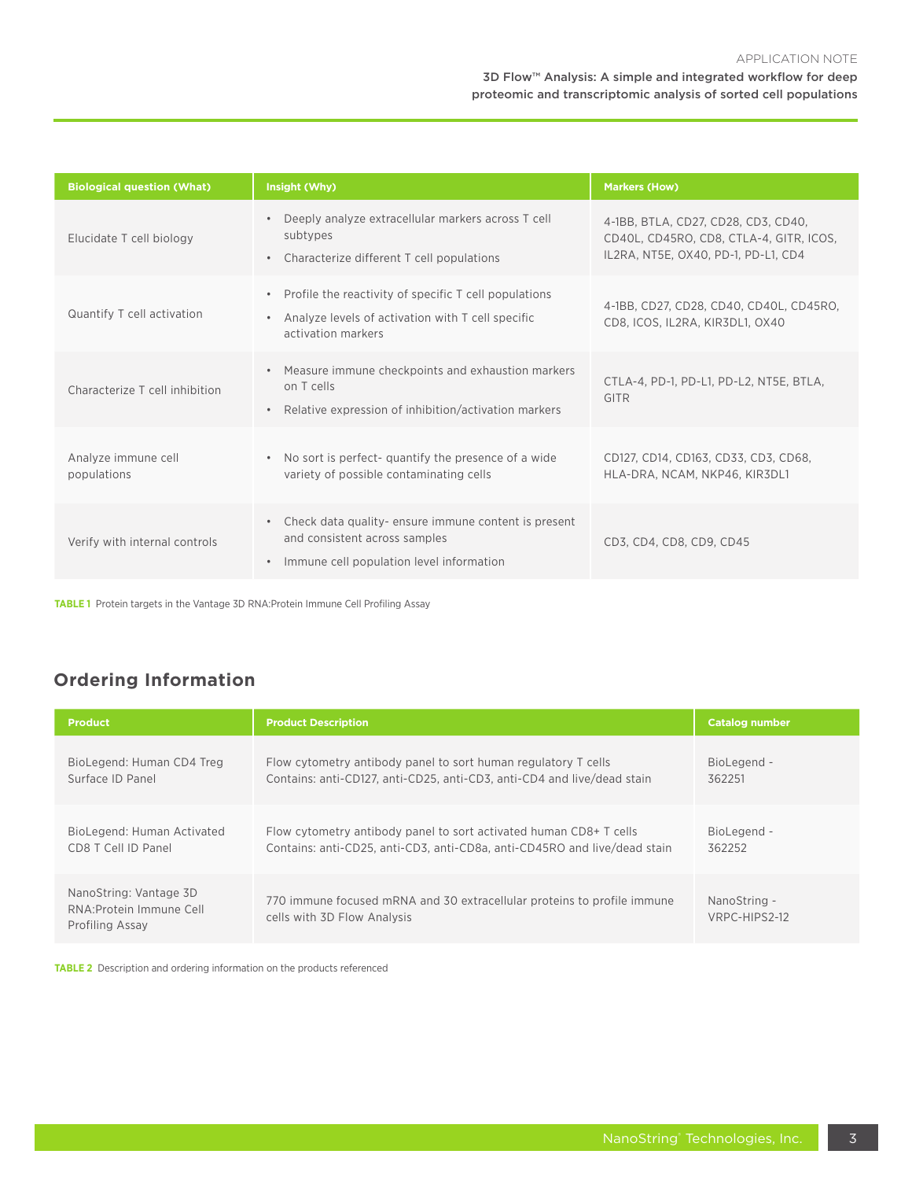| Biological question (What) | Insight (Why) | Markers (How) |
|---|---|---|
| Elucidate T cell biology | • Deeply analyze extracellular markers across T cell subtypes<br>• Characterize different T cell populations | 4-1BB, BTLA, CD27, CD28, CD3, CD40, CD40L, CD45RO, CD8, CTLA-4, GITR, ICOS, IL2RA, NT5E, OX40, PD-1, PD-L1, CD4 |
| Quantify T cell activation | • Profile the reactivity of specific T cell populations<br>• Analyze levels of activation with T cell specific activation markers | 4-1BB, CD27, CD28, CD40, CD40L, CD45RO, CD8, ICOS, IL2RA, KIR3DL1, OX40 |
| Characterize T cell inhibition | • Measure immune checkpoints and exhaustion markers on T cells<br>• Relative expression of inhibition/activation markers | CTLA-4, PD-1, PD-L1, PD-L2, NT5E, BTLA, GITR |
| Analyze immune cell populations | • No sort is perfect- quantify the presence of a wide variety of possible contaminating cells | CD127, CD14, CD163, CD33, CD3, CD68, HLA-DRA, NCAM, NKP46, KIR3DL1 |
| Verify with internal controls | • Check data quality- ensure immune content is present and consistent across samples<br>• Immune cell population level information | CD3, CD4, CD8, CD9, CD45 |

**TABLE 1** Protein targets in the Vantage 3D RNA:Protein Immune Cell Profiling Assay

## Ordering Information

| Product | Product Description | Catalog number |
|---|---|---|
| BioLegend: Human CD4 Treg Surface ID Panel | Flow cytometry antibody panel to sort human regulatory T cells<br>Contains: anti-CD127, anti-CD25, anti-CD3, anti-CD4 and live/dead stain | BioLegend - 362251 |
| BioLegend: Human Activated CD8 T Cell ID Panel | Flow cytometry antibody panel to sort activated human CD8+ T cells<br>Contains: anti-CD25, anti-CD3, anti-CD8a, anti-CD45RO and live/dead stain | BioLegend - 362252 |
| NanoString: Vantage 3D RNA:Protein Immune Cell Profiling Assay | 770 immune focused mRNA and 30 extracellular proteins to profile immune cells with 3D Flow Analysis | NanoString - VRPC-HIPS2-12 |

**TABLE 2** Description and ordering information on the products referenced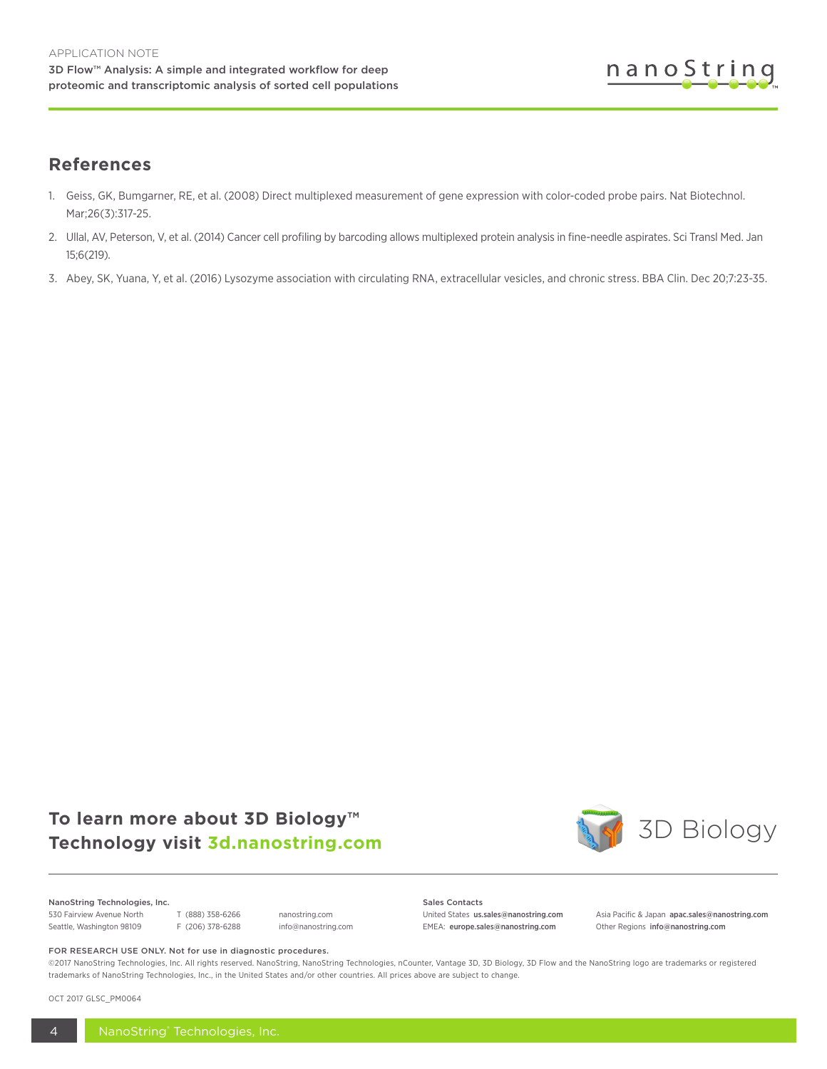## References

1. Geiss, GK, Bumgarner, RE, et al. (2008) Direct multiplexed measurement of gene expression with color-coded probe pairs. Nat Biotechnol. Mar;26(3):317-25.
2. Ullal, AV, Peterson, V, et al. (2014) Cancer cell profiling by barcoding allows multiplexed protein analysis in fine-needle aspirates. Sci Transl Med. Jan 15;6(219).
3. Abey, SK, Yuana, Y, et al. (2016) Lysozyme association with circulating RNA, extracellular vesicles, and chronic stress. BBA Clin. Dec 20;7:23-35.

**To learn more about 3D Biology™ Technology visit 3d.nanostring.com**

3D Biology

**NanoString Technologies, Inc.**
530 Fairview Avenue North
Seattle, Washington 98109

T (888) 358-6266
F (206) 378-6288

nanostring.com
info@nanostring.com

**Sales Contacts**
United States **us.sales@nanostring.com**
EMEA: **europe.sales@nanostring.com**
Asia Pacific & Japan **apac.sales@nanostring.com**
Other Regions **info@nanostring.com**

**FOR RESEARCH USE ONLY. Not for use in diagnostic procedures.**

©2017 NanoString Technologies, Inc. All rights reserved. NanoString, NanoString Technologies, nCounter, Vantage 3D, 3D Biology, 3D Flow and the NanoString logo are trademarks or registered trademarks of NanoString Technologies, Inc., in the United States and/or other countries. All prices above are subject to change.

OCT 2017 GLSC_PM0064